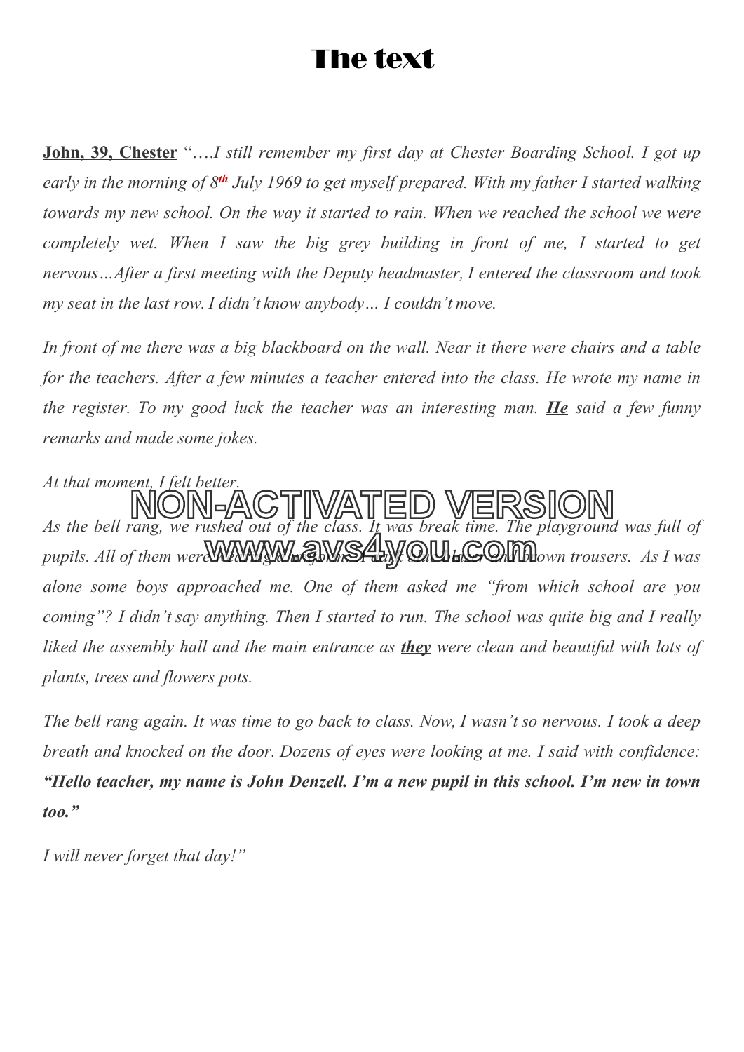# The text

**John, 39, Chester** "….*I still remember my first day at Chester Boarding School. I got up early in the morning of 8th July 1969 to get myself prepared. With my father I started walking towards my new school. On the way it started to rain. When we reached the school we were completely wet. When I saw the big grey building in front of me, I started to get nervous…After a first meeting with the Deputy headmaster, I entered the classroom and took my seat in the last row. I didn't know anybody… I couldn't move.*

*In front of me there was a big blackboard on the wall. Near it there were chairs and a table for the teachers. After a few minutes a teacher entered into the class. He wrote my name in the register. To my good luck the teacher was an interesting man.* ***He*** *said a few funny remarks and made some jokes.*

*At that moment, I felt better.*

*As the bell rang, we rushed out of the class. It was break time. The playground was full of pupils. All of them were wearing a uniform: dark blue jacket and brown trousers. As I was alone some boys approached me. One of them asked me "from which school are you coming"? I didn't say anything. Then I started to run. The school was quite big and I really liked the assembly hall and the main entrance as* ***they*** *were clean and beautiful with lots of plants, trees and flowers pots.*

*The bell rang again. It was time to go back to class. Now, I wasn't so nervous. I took a deep breath and knocked on the door. Dozens of eyes were looking at me. I said with confidence:* ***"Hello teacher, my name is John Denzell. I'm a new pupil in this school. I'm new in town too."***

*I will never forget that day!"*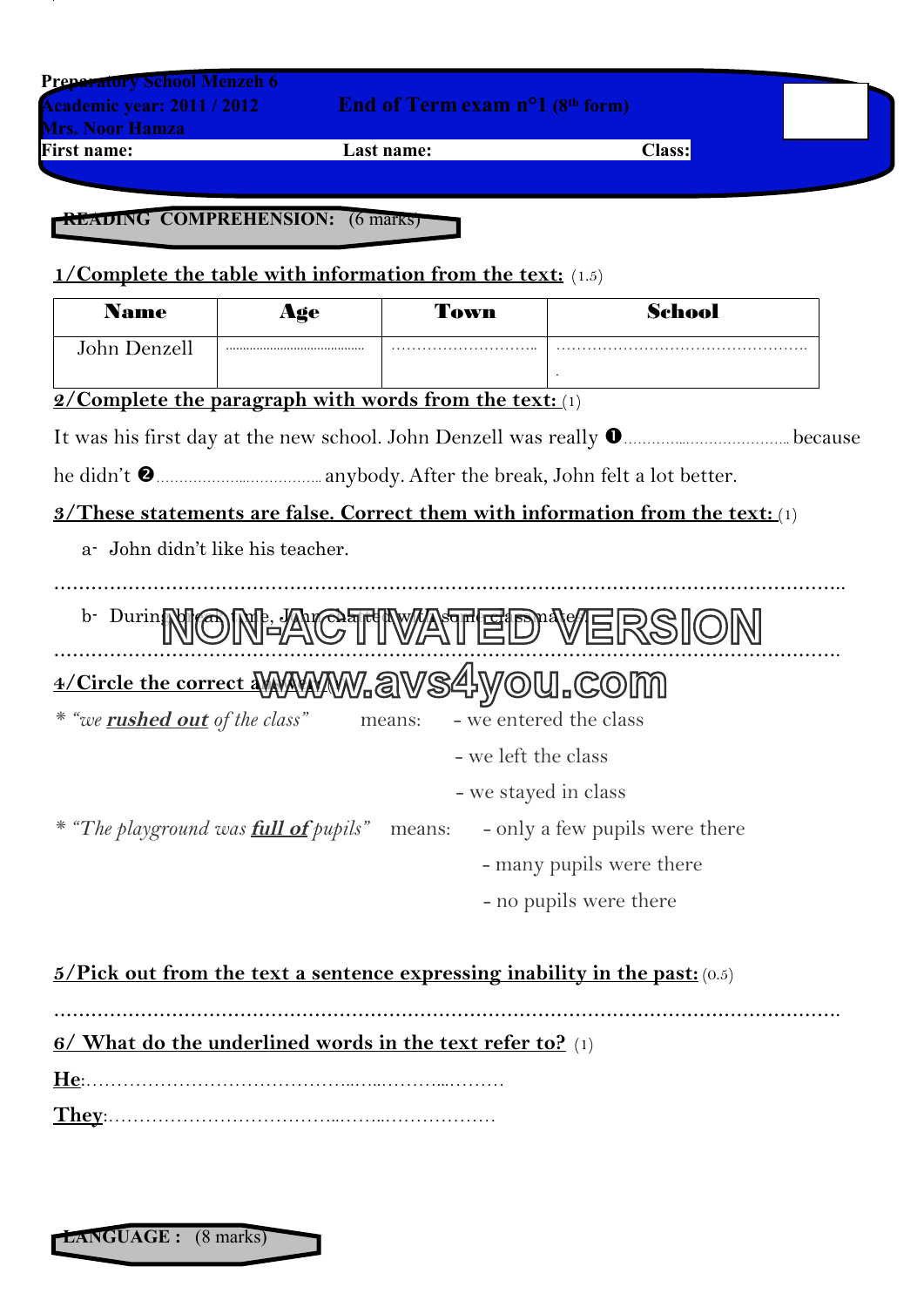Preparatory School Menzeh 6
Academic year: 2011 / 2012
Mrs. Noor Hamza

**End of Term exam n°1 (8th form)**

**First name:** **Last name:** **Class:**

## READING COMPREHENSION: (6 marks)

**1/Complete the table with information from the text:** (1.5)

| Name | Age | Town | School |
|---|---|---|---|
| John Denzell | ………………………… | ……………………….. | ………………………………………. . |

**2/Complete the paragraph with words from the text:** (1)

It was his first day at the new school. John Denzell was really ❶……………………………… because he didn't ❷……………………………… anybody. After the break, John felt a lot better.

**3/These statements are false. Correct them with information from the text:** (1)

a- John didn't like his teacher.

……………………………………………………………………………………………………………

b- During break time, John chatted with some classmates.

……………………………………………………………………………………………………………

**4/Circle the correct answer:** (1)

* *"we* ***rushed out*** *of the class"* means:
- we entered the class
- we left the class
- we stayed in class

* *"The playground was* ***full of*** *pupils"* means:
- only a few pupils were there
- many pupils were there
- no pupils were there

**5/Pick out from the text a sentence expressing inability in the past:** (0.5)

……………………………………………………………………………………………………………

**6/ What do the underlined words in the text refer to?** (1)

**He**:……………………………………………………………………

**They**:…………………………………………………………………

## LANGUAGE : (8 marks)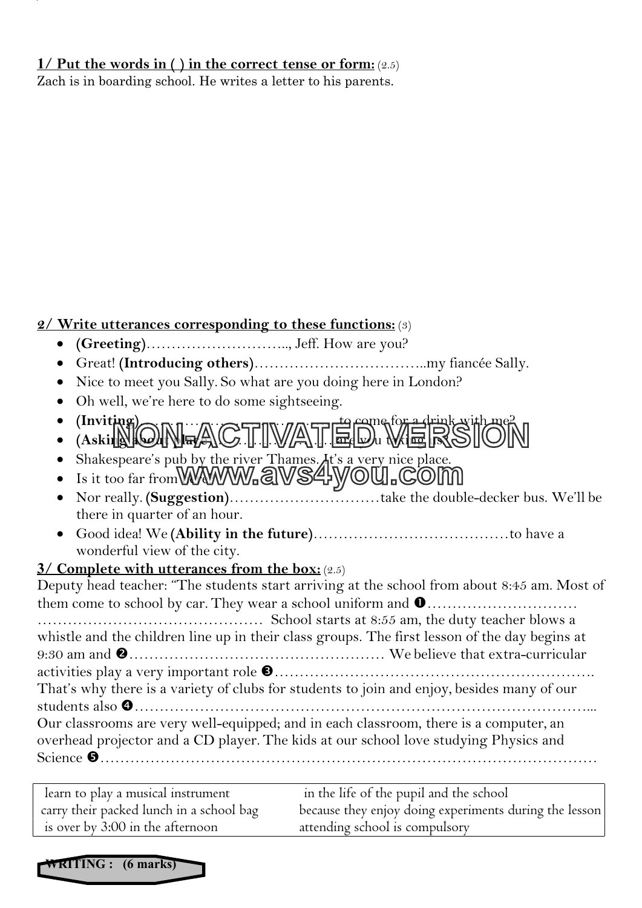**1/ Put the words in ( ) in the correct tense or form:** (2.5)

Zach is in boarding school. He writes a letter to his parents.

**2/ Write utterances corresponding to these functions:** (3)

- **(Greeting)**……………………….., Jeff. How are you?
- Great! **(Introducing others)**……………………………..my fiancée Sally.
- Nice to meet you Sally. So what are you doing here in London?
- Oh well, we're here to do some sightseeing.
- **(Inviting)** ……………………………… to come for a drink with me?
- **(Asking about place)** ……………………… are you taking us?
- Shakespeare's pub by the river Thames. It's a very nice place.
- Is it too far from here?
- Nor really. **(Suggestion)**…………………………take the double-decker bus. We'll be there in quarter of an hour.
- Good idea! We **(Ability in the future)**…………………………………to have a wonderful view of the city.

**3/ Complete with utterances from the box:** (2.5)

Deputy head teacher: "The students start arriving at the school from about 8:45 am. Most of them come to school by car. They wear a school uniform and ❶………………………… ……………………………………… School starts at 8:55 am, the duty teacher blows a whistle and the children line up in their class groups. The first lesson of the day begins at 9:30 am and ❷…………………………………………… We believe that extra-curricular activities play a very important role ❸………………………………………………………. That's why there is a variety of clubs for students to join and enjoy, besides many of our students also ❹…………………………………………………………………………….... Our classrooms are very well-equipped; and in each classroom, there is a computer, an overhead projector and a CD player. The kids at our school love studying Physics and Science ❺……………………………………………………………………………………

| | |
|---|---|
| learn to play a musical instrument | in the life of the pupil and the school |
| carry their packed lunch in a school bag | because they enjoy doing experiments during the lesson |
| is over by 3:00 in the afternoon | attending school is compulsory |

**WRITING : (6 marks)**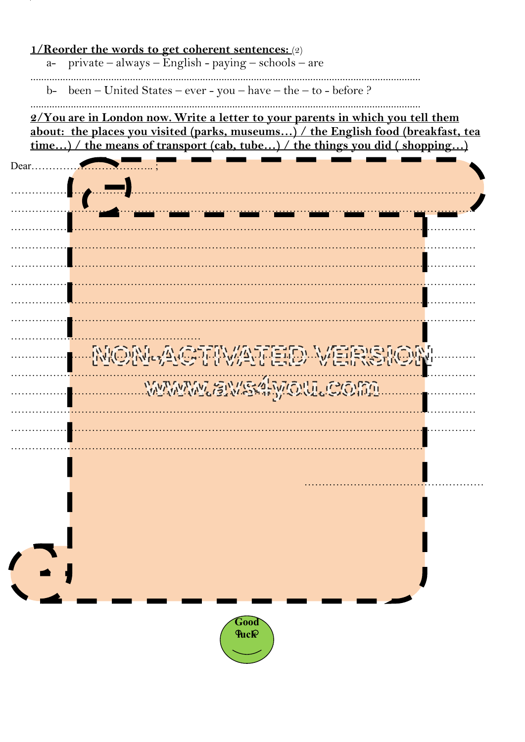**1/Reorder the words to get coherent sentences:** (2)

a- private – always – English - paying – schools – are

.......................................................................................................................................

b- been – United States – ever - you – have – the – to - before ?

.......................................................................................................................................

**2/You are in London now. Write a letter to your parents in which you tell them about: the places you visited (parks, museums…) / the English food (breakfast, tea time…) / the means of transport (cab, tube…) / the things you did ( shopping…)**

Dear…………………………….. ;

………………………………………………………………………………………………………

………………………………………………………………………………………………………

………………………………………………………………………………………………………

………………………………………………………………………………………………………

………………………………………………………………………………………………………

………………………………………………………………………………………………………

………………………………………………………………………………………………………

………………………………………………………………………………………………………

…………………………………………………

………………………………………………………………………………………………………

………………………………………………………………………………………………………

………………………………………………………………………………………………………

………………………………………………………………………………………………………

………………………………………………………………………………………………………

………………………………………………………………………………………

……………………………………………

Good luck